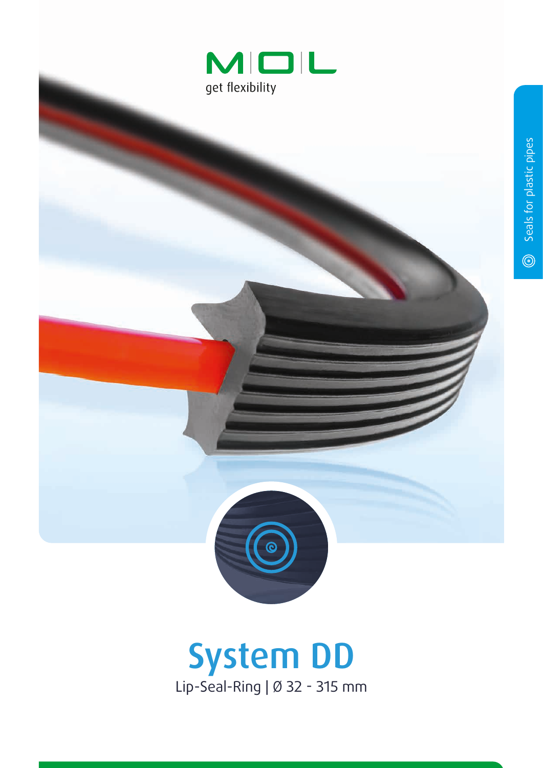MOL

get flexibility

Seals for plastic pipes

# System DD

Lip-Seal-Ring | Ø 32 - 315 mm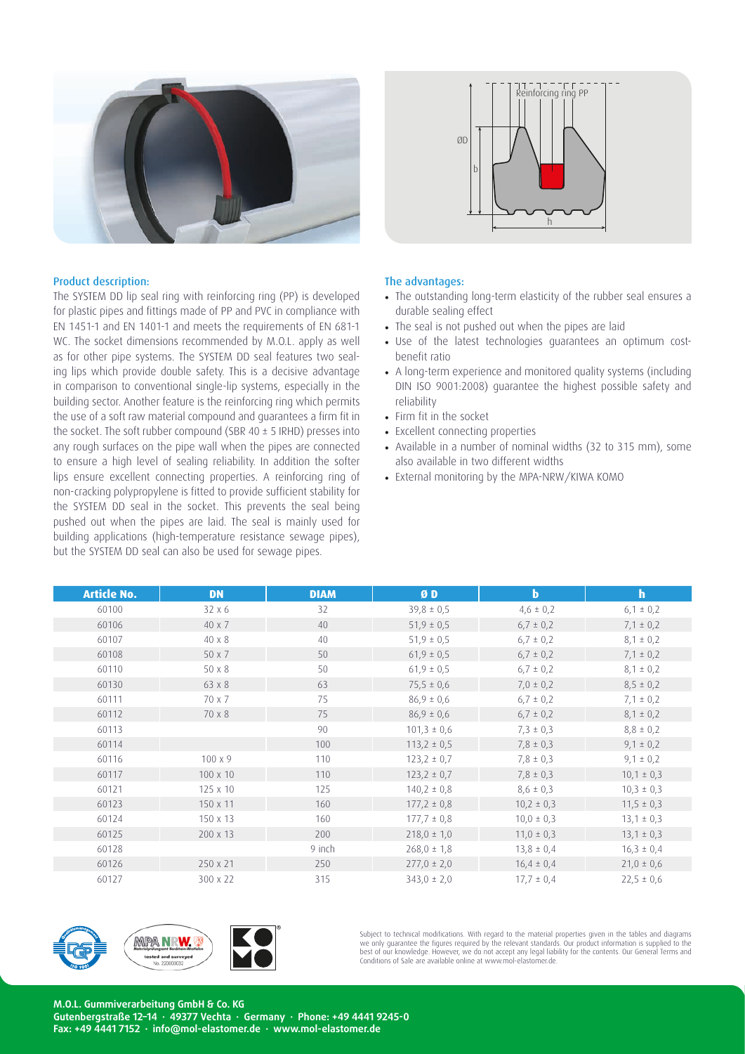Reinforcing ring PP

ØD

b

h

### Product description:

The SYSTEM DD lip seal ring with reinforcing ring (PP) is developed for plastic pipes and fittings made of PP and PVC in compliance with EN 1451-1 and EN 1401-1 and meets the requirements of EN 681-1 WC. The socket dimensions recommended by M.O.L. apply as well as for other pipe systems. The SYSTEM DD seal features two sealing lips which provide double safety. This is a decisive advantage in comparison to conventional single-lip systems, especially in the building sector. Another feature is the reinforcing ring which permits the use of a soft raw material compound and guarantees a firm fit in the socket. The soft rubber compound (SBR 40 ± 5 IRHD) presses into any rough surfaces on the pipe wall when the pipes are connected to ensure a high level of sealing reliability. In addition the softer lips ensure excellent connecting properties. A reinforcing ring of non-cracking polypropylene is fitted to provide sufficient stability for the SYSTEM DD seal in the socket. This prevents the seal being pushed out when the pipes are laid. The seal is mainly used for building applications (high-temperature resistance sewage pipes), but the SYSTEM DD seal can also be used for sewage pipes.

### The advantages:

- The outstanding long-term elasticity of the rubber seal ensures a durable sealing effect
- The seal is not pushed out when the pipes are laid
- Use of the latest technologies guarantees an optimum cost-benefit ratio
- A long-term experience and monitored quality systems (including DIN ISO 9001:2008) guarantee the highest possible safety and reliability
- Firm fit in the socket
- Excellent connecting properties
- Available in a number of nominal widths (32 to 315 mm), some also available in two different widths
- External monitoring by the MPA-NRW/KIWA KOMO

| Article No. | DN | DIAM | Ø D | b | h |
|---|---|---|---|---|---|
| 60100 | 32 x 6 | 32 | 39,8 ± 0,5 | 4,6 ± 0,2 | 6,1 ± 0,2 |
| 60106 | 40 x 7 | 40 | 51,9 ± 0,5 | 6,7 ± 0,2 | 7,1 ± 0,2 |
| 60107 | 40 x 8 | 40 | 51,9 ± 0,5 | 6,7 ± 0,2 | 8,1 ± 0,2 |
| 60108 | 50 x 7 | 50 | 61,9 ± 0,5 | 6,7 ± 0,2 | 7,1 ± 0,2 |
| 60110 | 50 x 8 | 50 | 61,9 ± 0,5 | 6,7 ± 0,2 | 8,1 ± 0,2 |
| 60130 | 63 x 8 | 63 | 75,5 ± 0,6 | 7,0 ± 0,2 | 8,5 ± 0,2 |
| 60111 | 70 x 7 | 75 | 86,9 ± 0,6 | 6,7 ± 0,2 | 7,1 ± 0,2 |
| 60112 | 70 x 8 | 75 | 86,9 ± 0,6 | 6,7 ± 0,2 | 8,1 ± 0,2 |
| 60113 | | 90 | 101,3 ± 0,6 | 7,3 ± 0,3 | 8,8 ± 0,2 |
| 60114 | | 100 | 113,2 ± 0,5 | 7,8 ± 0,3 | 9,1 ± 0,2 |
| 60116 | 100 x 9 | 110 | 123,2 ± 0,7 | 7,8 ± 0,3 | 9,1 ± 0,2 |
| 60117 | 100 x 10 | 110 | 123,2 ± 0,7 | 7,8 ± 0,3 | 10,1 ± 0,3 |
| 60121 | 125 x 10 | 125 | 140,2 ± 0,8 | 8,6 ± 0,3 | 10,3 ± 0,3 |
| 60123 | 150 x 11 | 160 | 177,2 ± 0,8 | 10,2 ± 0,3 | 11,5 ± 0,3 |
| 60124 | 150 x 13 | 160 | 177,7 ± 0,8 | 10,0 ± 0,3 | 13,1 ± 0,3 |
| 60125 | 200 x 13 | 200 | 218,0 ± 1,0 | 11,0 ± 0,3 | 13,1 ± 0,3 |
| 60128 | | 9 inch | 268,0 ± 1,8 | 13,8 ± 0,4 | 16,3 ± 0,4 |
| 60126 | 250 x 21 | 250 | 277,0 ± 2,0 | 16,4 ± 0,4 | 21,0 ± 0,6 |
| 60127 | 300 x 22 | 315 | 343,0 ± 2,0 | 17,7 ± 0,4 | 22,5 ± 0,6 |

MPA NRW – Materialprüfungsamt Nordrhein-Westfalen – tested and surveyed – No. 220000032

Subject to technical modifications. With regard to the material properties given in the tables and diagrams we only guarantee the figures required by the relevant standards. Our product information is supplied to the best of our knowledge. However, we do not accept any legal liability for the contents. Our General Terms and Conditions of Sale are available online at www.mol-elastomer.de.

**M.O.L. Gummiverarbeitung GmbH & Co. KG**
**Gutenbergstraße 12–14 · 49377 Vechta · Germany · Phone: +49 4441 9245-0**
**Fax: +49 4441 7152 · info@mol-elastomer.de · www.mol-elastomer.de**